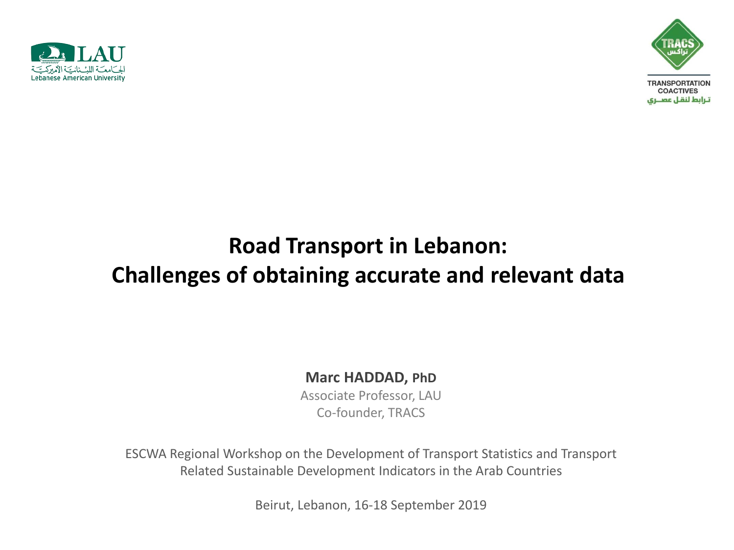LAU
الجامعة اللبنانية الأميركية
Lebanese American University

TRACS
تراكس
TRANSPORTATION COACTIVES
ترابط لنقل عصري

# Road Transport in Lebanon: Challenges of obtaining accurate and relevant data

**Marc HADDAD, PhD**

Associate Professor, LAU

Co-founder, TRACS

ESCWA Regional Workshop on the Development of Transport Statistics and Transport Related Sustainable Development Indicators in the Arab Countries

Beirut, Lebanon, 16-18 September 2019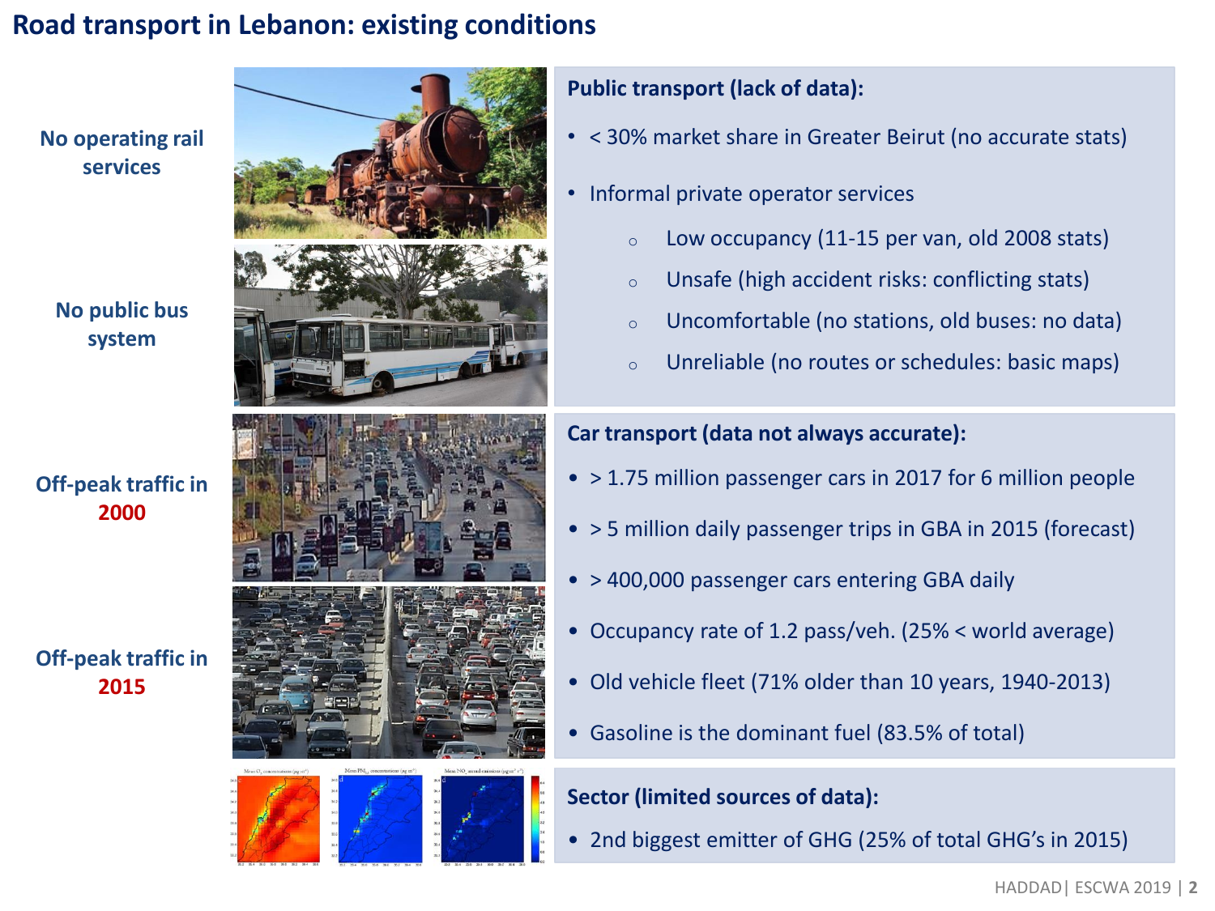# Road transport in Lebanon: existing conditions

**No operating rail services**

**No public bus system**

**Off-peak traffic in 2000**

**Off-peak traffic in 2015**

### Public transport (lack of data):

- < 30% market share in Greater Beirut (no accurate stats)
- Informal private operator services
    - Low occupancy (11-15 per van, old 2008 stats)
    - Unsafe (high accident risks: conflicting stats)
    - Uncomfortable (no stations, old buses: no data)
    - Unreliable (no routes or schedules: basic maps)

### Car transport (data not always accurate):

- > 1.75 million passenger cars in 2017 for 6 million people
- > 5 million daily passenger trips in GBA in 2015 (forecast)
- > 400,000 passenger cars entering GBA daily
- Occupancy rate of 1.2 pass/veh. (25% < world average)
- Old vehicle fleet (71% older than 10 years, 1940-2013)
- Gasoline is the dominant fuel (83.5% of total)

### Sector (limited sources of data):

- 2nd biggest emitter of GHG (25% of total GHG's in 2015)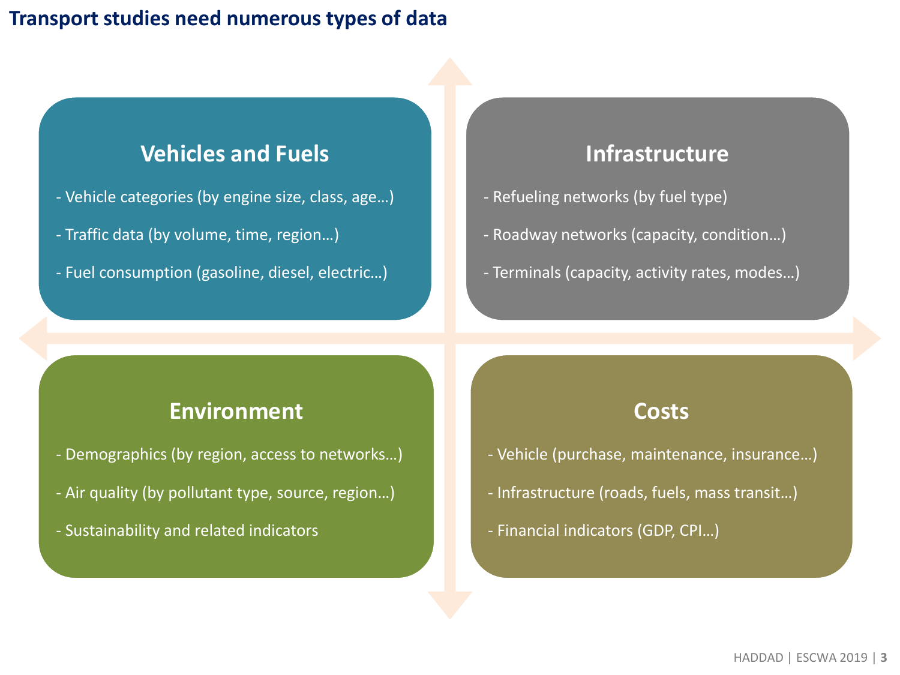# Transport studies need numerous types of data

## Vehicles and Fuels

- Vehicle categories (by engine size, class, age…)
- Traffic data (by volume, time, region…)
- Fuel consumption (gasoline, diesel, electric…)

## Infrastructure

- Refueling networks (by fuel type)
- Roadway networks (capacity, condition…)
- Terminals (capacity, activity rates, modes…)

## Environment

- Demographics (by region, access to networks…)
- Air quality (by pollutant type, source, region…)
- Sustainability and related indicators

## Costs

- Vehicle (purchase, maintenance, insurance…)
- Infrastructure (roads, fuels, mass transit…)
- Financial indicators (GDP, CPI…)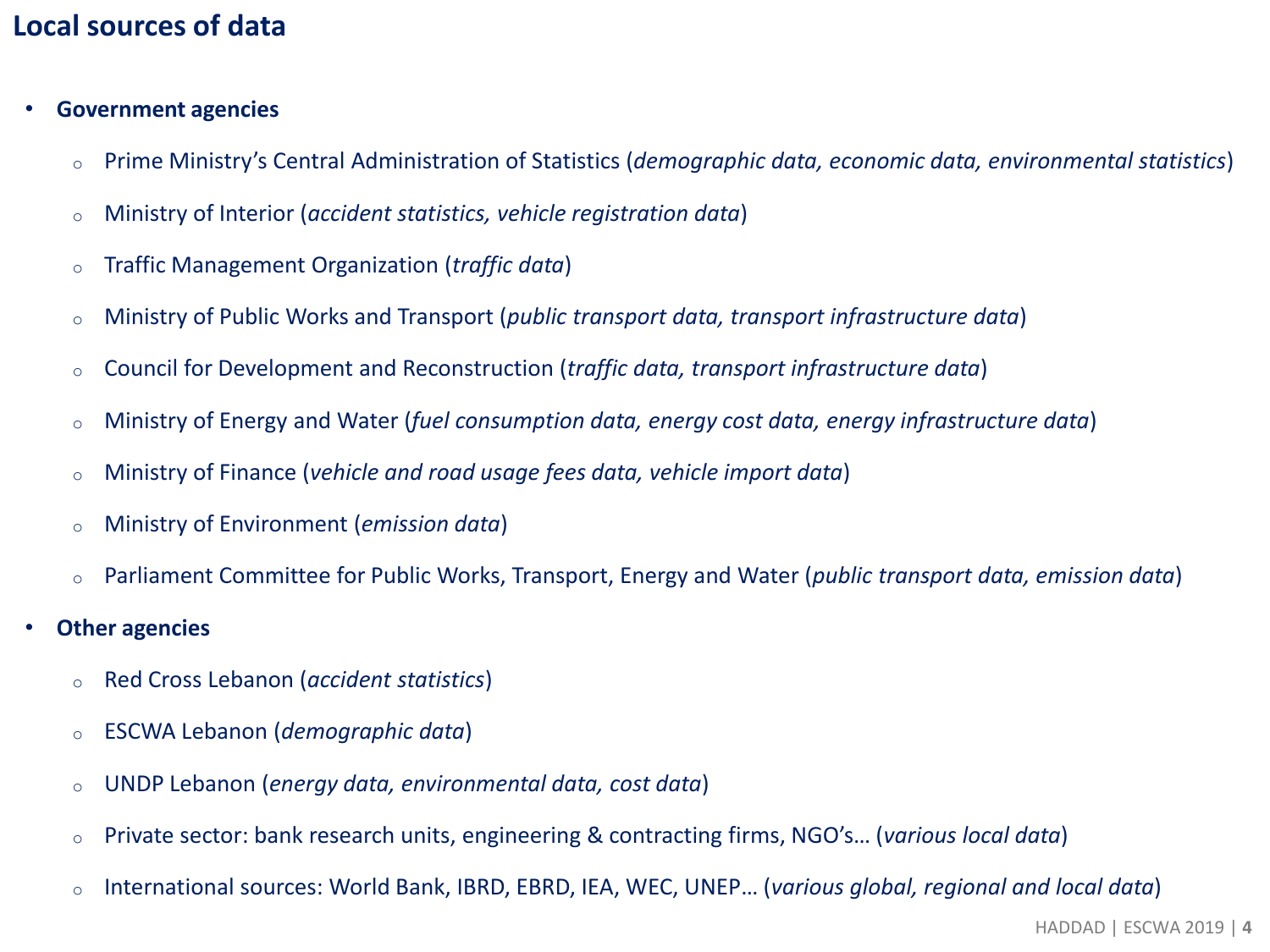# Local sources of data

- **Government agencies**
  - Prime Ministry's Central Administration of Statistics (*demographic data, economic data, environmental statistics*)
  - Ministry of Interior (*accident statistics, vehicle registration data*)
  - Traffic Management Organization (*traffic data*)
  - Ministry of Public Works and Transport (*public transport data, transport infrastructure data*)
  - Council for Development and Reconstruction (*traffic data, transport infrastructure data*)
  - Ministry of Energy and Water (*fuel consumption data, energy cost data, energy infrastructure data*)
  - Ministry of Finance (*vehicle and road usage fees data, vehicle import data*)
  - Ministry of Environment (*emission data*)
  - Parliament Committee for Public Works, Transport, Energy and Water (*public transport data, emission data*)
- **Other agencies**
  - Red Cross Lebanon (*accident statistics*)
  - ESCWA Lebanon (*demographic data*)
  - UNDP Lebanon (*energy data, environmental data, cost data*)
  - Private sector: bank research units, engineering & contracting firms, NGO's… (*various local data*)
  - International sources: World Bank, IBRD, EBRD, IEA, WEC, UNEP… (*various global, regional and local data*)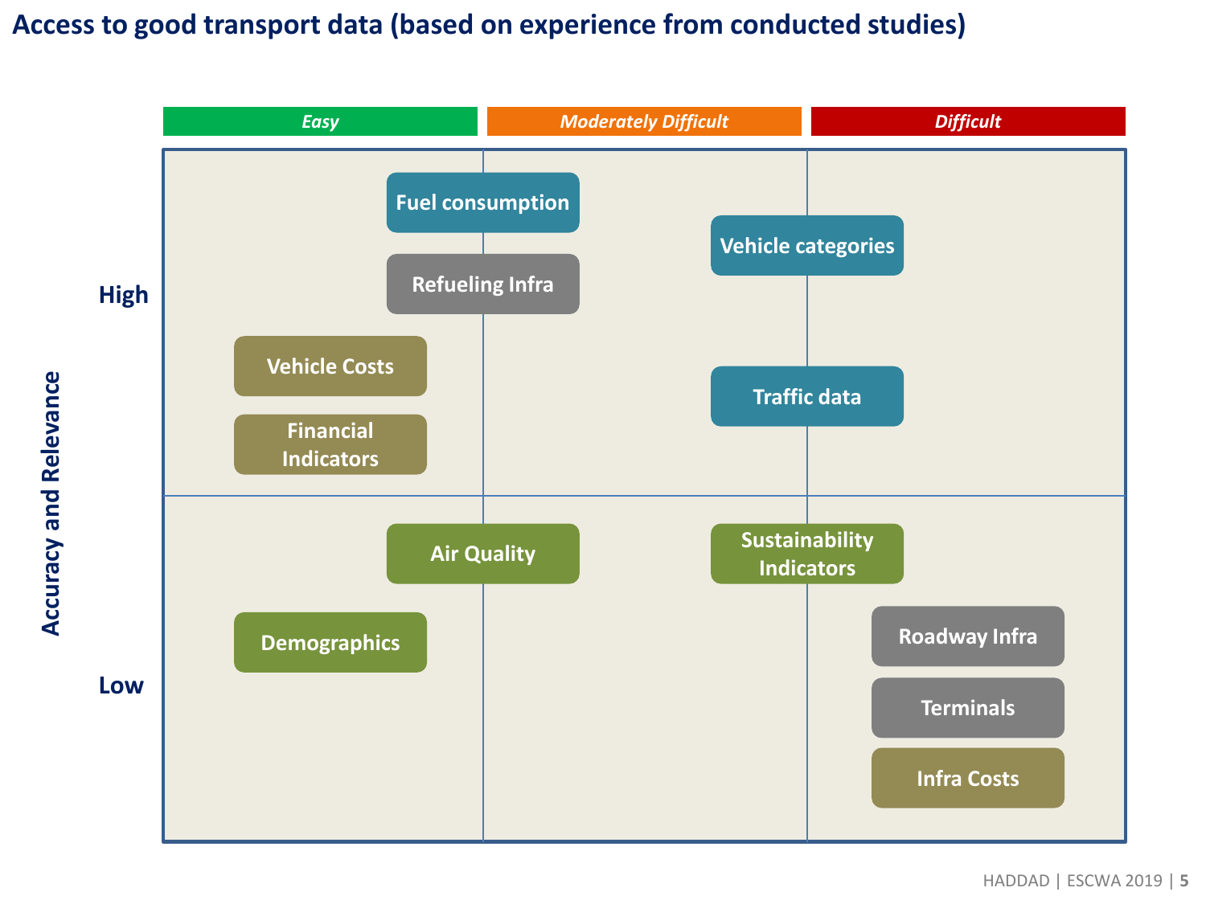# Access to good transport data (based on experience from conducted studies)

| Accuracy and Relevance | *Easy* | *Moderately Difficult* | *Difficult* |
|---|---|---|---|
| **High** | Fuel consumption; Refueling Infra; Vehicle Costs; Financial Indicators | Vehicle categories; Traffic data | |
| **Low** | Air Quality; Demographics | Sustainability Indicators | Roadway Infra; Terminals; Infra Costs |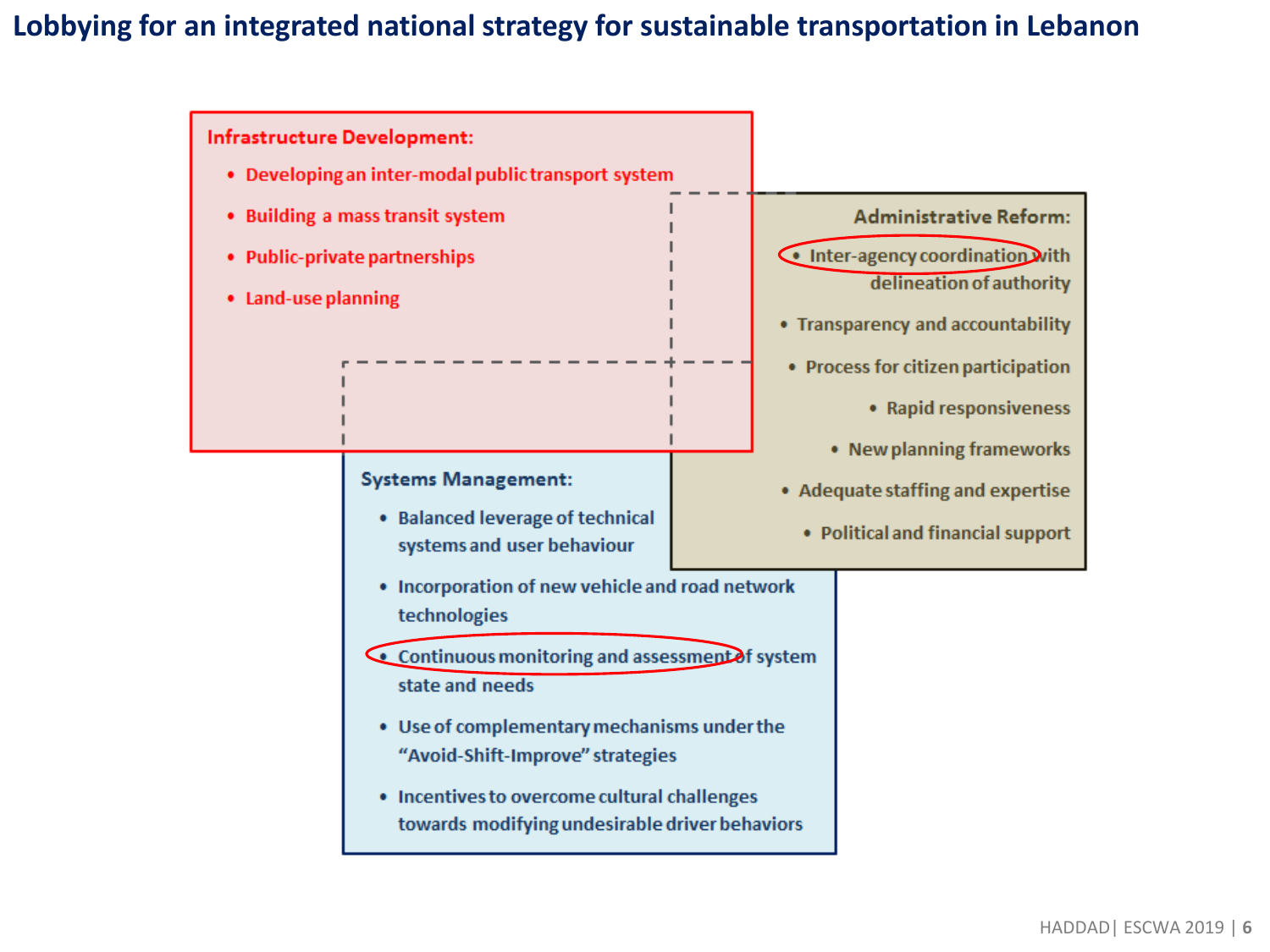# Lobbying for an integrated national strategy for sustainable transportation in Lebanon

**Infrastructure Development:**

- Developing an inter-modal public transport system
- Building a mass transit system
- Public-private partnerships
- Land-use planning

**Administrative Reform:**

- Inter-agency coordination with delineation of authority
- Transparency and accountability
- Process for citizen participation
- Rapid responsiveness
- New planning frameworks
- Adequate staffing and expertise
- Political and financial support

**Systems Management:**

- Balanced leverage of technical systems and user behaviour
- Incorporation of new vehicle and road network technologies
- Continuous monitoring and assessment of system state and needs
- Use of complementary mechanisms under the "Avoid-Shift-Improve" strategies
- Incentives to overcome cultural challenges towards modifying undesirable driver behaviors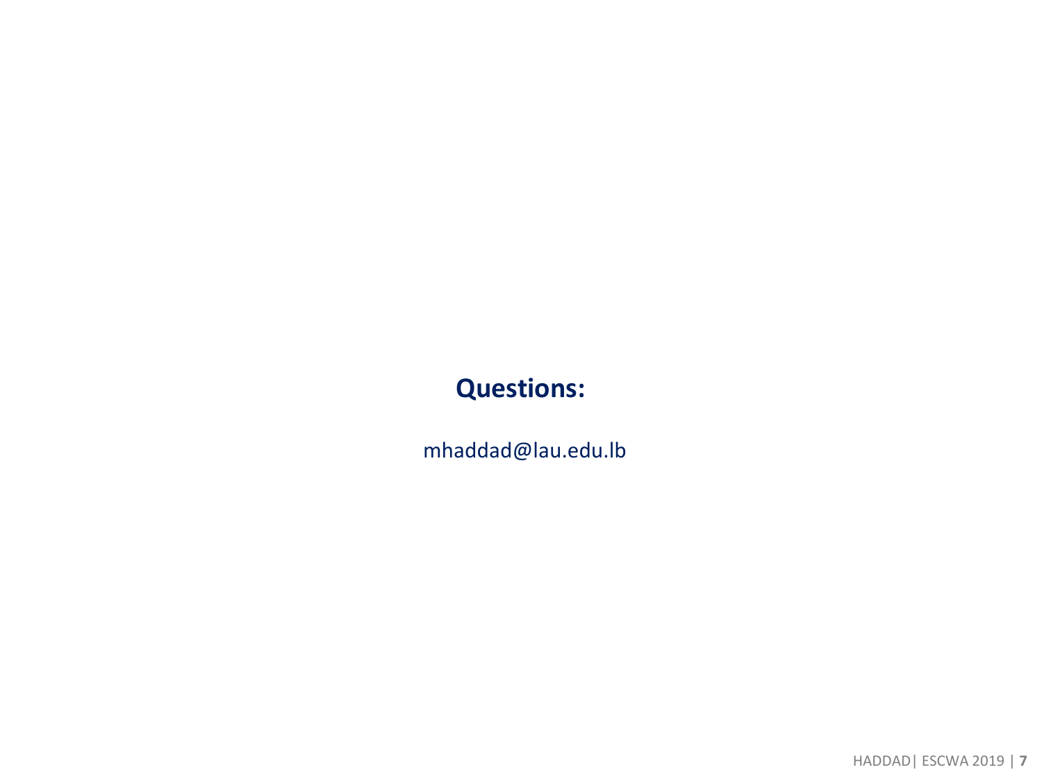**Questions:**

mhaddad@lau.edu.lb